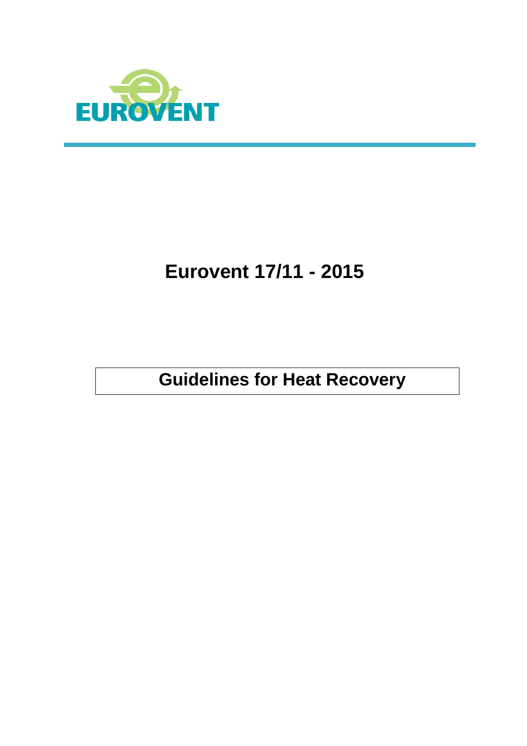EUROVENT

# Eurovent 17/11 - 2015

## Guidelines for Heat Recovery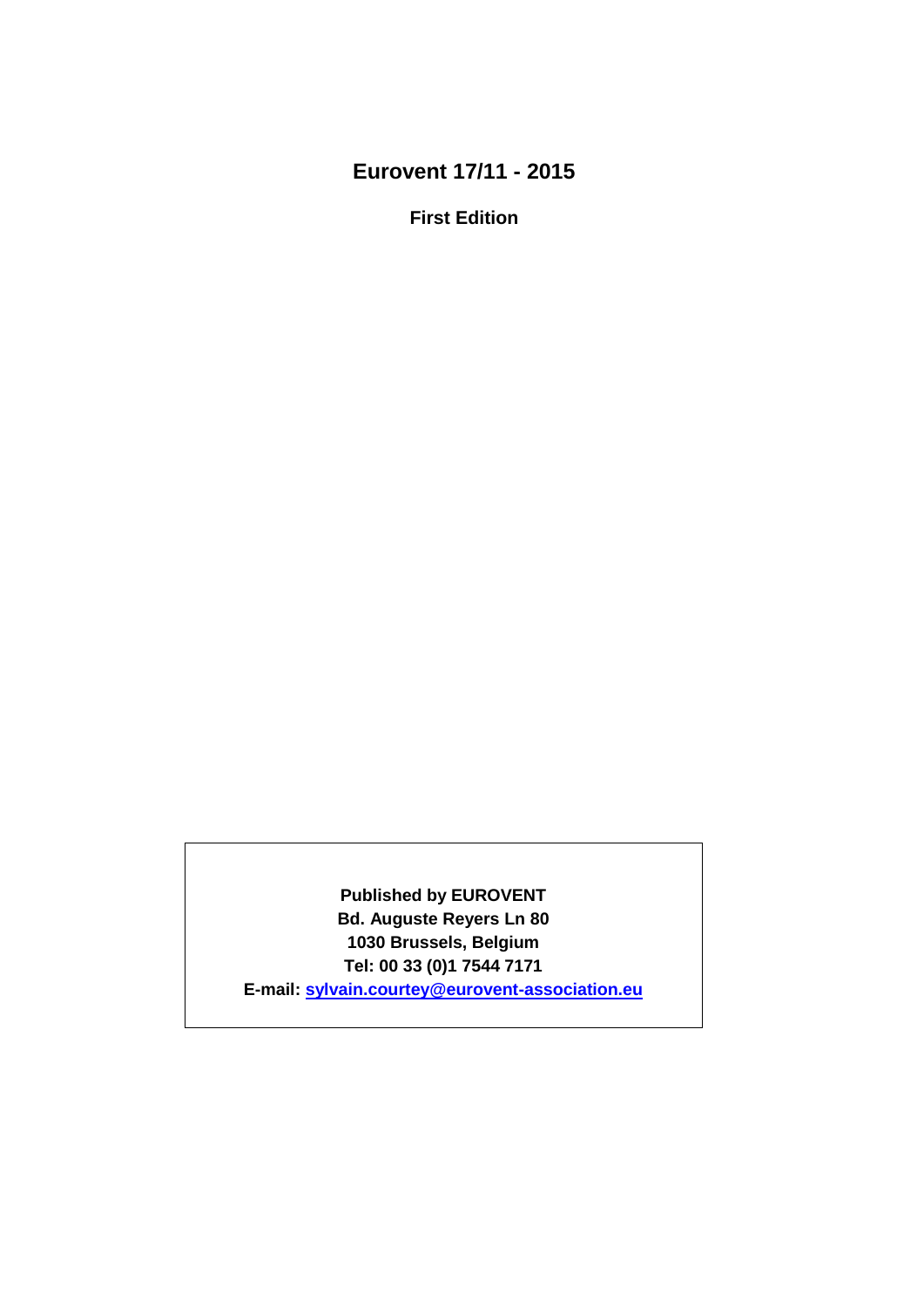# Eurovent 17/11 - 2015

**First Edition**

**Published by EUROVENT**
**Bd. Auguste Reyers Ln 80**
**1030 Brussels, Belgium**
**Tel: 00 33 (0)1 7544 7171**
**E-mail: sylvain.courtey@eurovent-association.eu**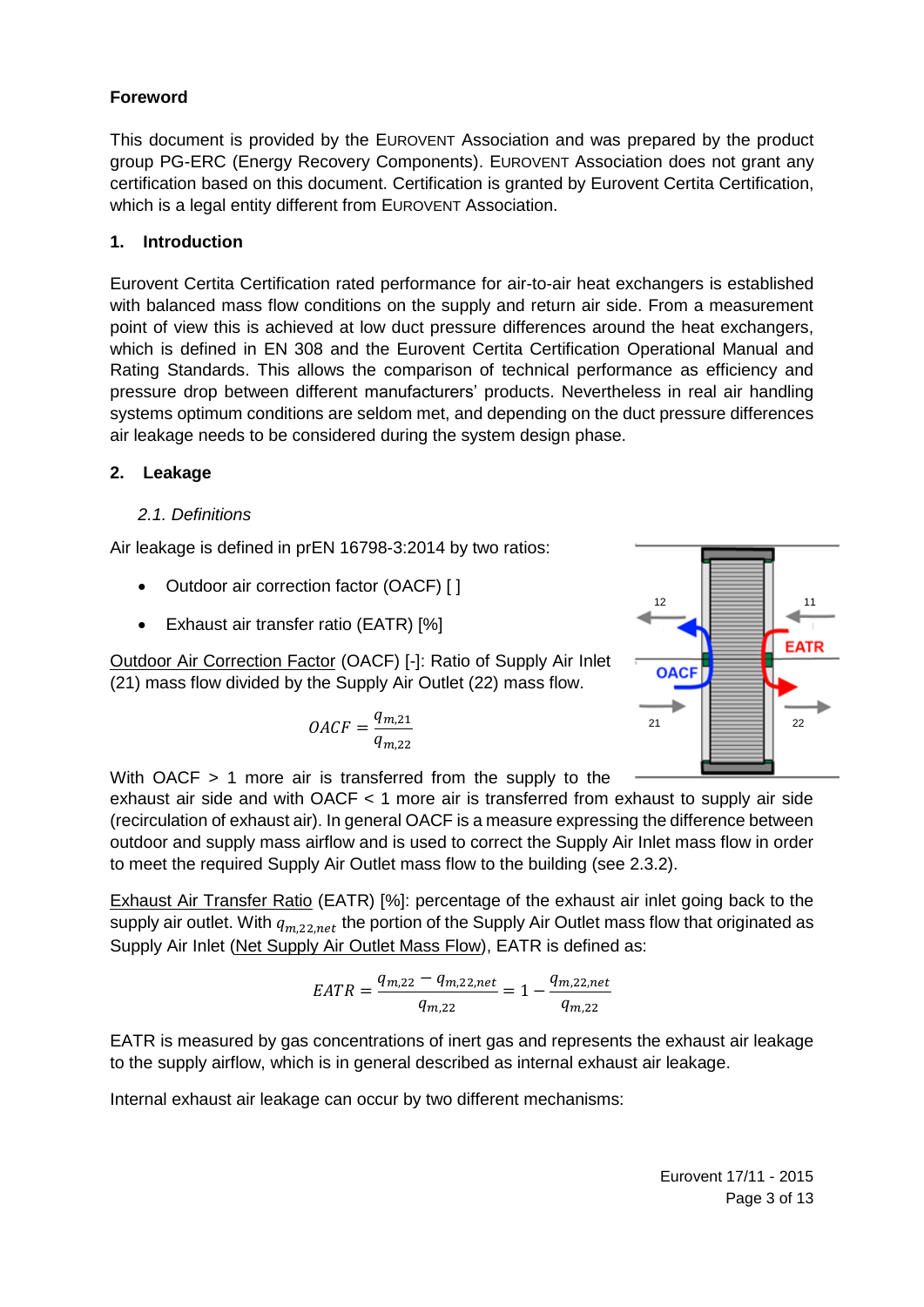**Foreword**

This document is provided by the EUROVENT Association and was prepared by the product group PG-ERC (Energy Recovery Components). EUROVENT Association does not grant any certification based on this document. Certification is granted by Eurovent Certita Certification, which is a legal entity different from EUROVENT Association.

## 1. Introduction

Eurovent Certita Certification rated performance for air-to-air heat exchangers is established with balanced mass flow conditions on the supply and return air side. From a measurement point of view this is achieved at low duct pressure differences around the heat exchangers, which is defined in EN 308 and the Eurovent Certita Certification Operational Manual and Rating Standards. This allows the comparison of technical performance as efficiency and pressure drop between different manufacturers' products. Nevertheless in real air handling systems optimum conditions are seldom met, and depending on the duct pressure differences air leakage needs to be considered during the system design phase.

## 2. Leakage

### *2.1. Definitions*

Air leakage is defined in prEN 16798-3:2014 by two ratios:

- Outdoor air correction factor (OACF) [ ]
- Exhaust air transfer ratio (EATR) [%]

Outdoor Air Correction Factor (OACF) [-]: Ratio of Supply Air Inlet (21) mass flow divided by the Supply Air Outlet (22) mass flow.

$$OACF = \frac{q_{m,21}}{q_{m,22}}$$

With OACF > 1 more air is transferred from the supply to the exhaust air side and with OACF < 1 more air is transferred from exhaust to supply air side (recirculation of exhaust air). In general OACF is a measure expressing the difference between outdoor and supply mass airflow and is used to correct the Supply Air Inlet mass flow in order to meet the required Supply Air Outlet mass flow to the building (see 2.3.2).

Exhaust Air Transfer Ratio (EATR) [%]: percentage of the exhaust air inlet going back to the supply air outlet. With $q_{m,22,net}$ the portion of the Supply Air Outlet mass flow that originated as Supply Air Inlet (Net Supply Air Outlet Mass Flow), EATR is defined as:

$$EATR = \frac{q_{m,22} - q_{m,22,net}}{q_{m,22}} = 1 - \frac{q_{m,22,net}}{q_{m,22}}$$

EATR is measured by gas concentrations of inert gas and represents the exhaust air leakage to the supply airflow, which is in general described as internal exhaust air leakage.

Internal exhaust air leakage can occur by two different mechanisms: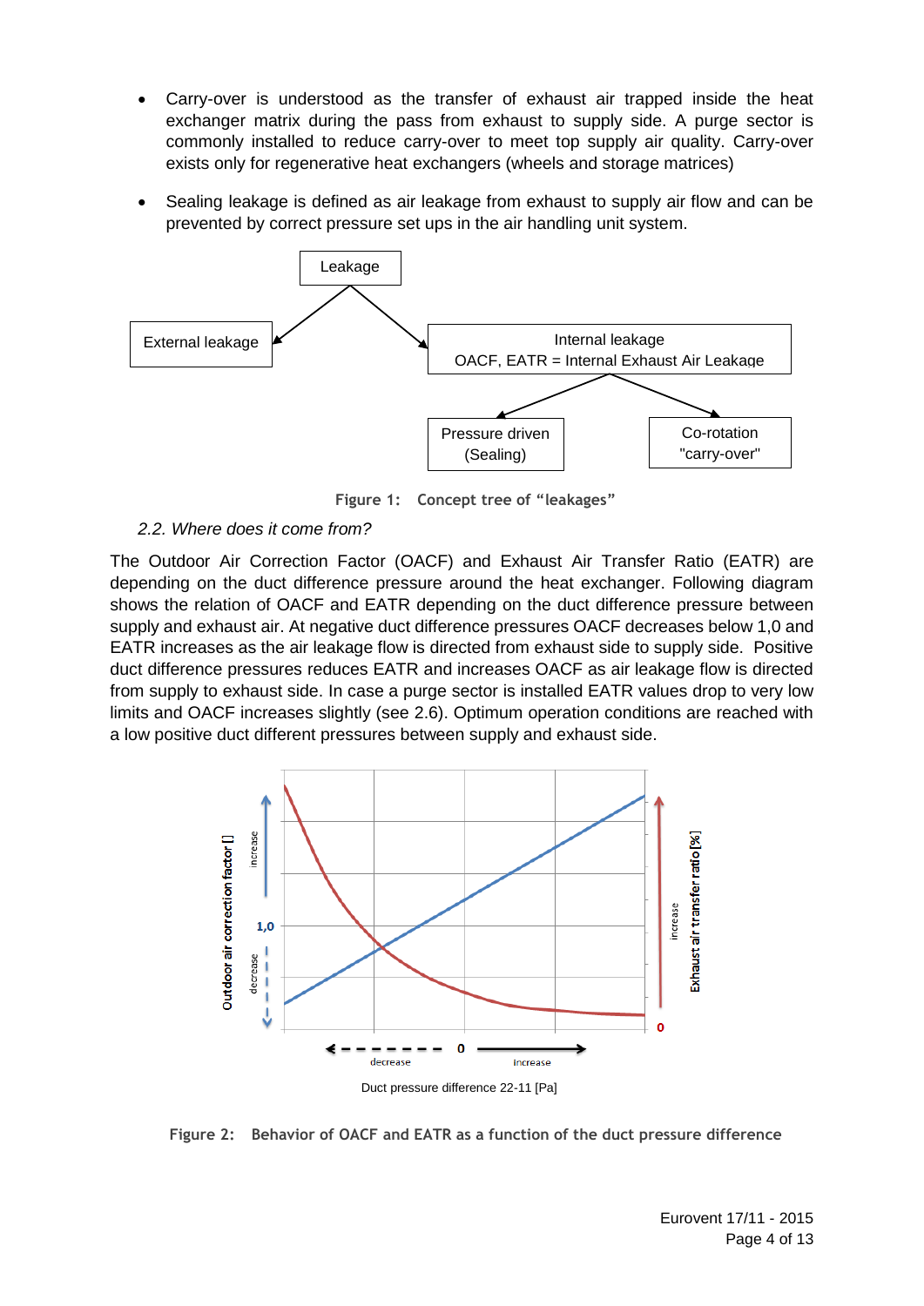- Carry-over is understood as the transfer of exhaust air trapped inside the heat exchanger matrix during the pass from exhaust to supply side. A purge sector is commonly installed to reduce carry-over to meet top supply air quality. Carry-over exists only for regenerative heat exchangers (wheels and storage matrices)
- Sealing leakage is defined as air leakage from exhaust to supply air flow and can be prevented by correct pressure set ups in the air handling unit system.

Figure 1: Concept tree of "leakages"

*2.2. Where does it come from?*

The Outdoor Air Correction Factor (OACF) and Exhaust Air Transfer Ratio (EATR) are depending on the duct difference pressure around the heat exchanger. Following diagram shows the relation of OACF and EATR depending on the duct difference pressure between supply and exhaust air. At negative duct difference pressures OACF decreases below 1,0 and EATR increases as the air leakage flow is directed from exhaust side to supply side. Positive duct difference pressures reduces EATR and increases OACF as air leakage flow is directed from supply to exhaust side. In case a purge sector is installed EATR values drop to very low limits and OACF increases slightly (see 2.6). Optimum operation conditions are reached with a low positive duct different pressures between supply and exhaust side.

Figure 2: Behavior of OACF and EATR as a function of the duct pressure difference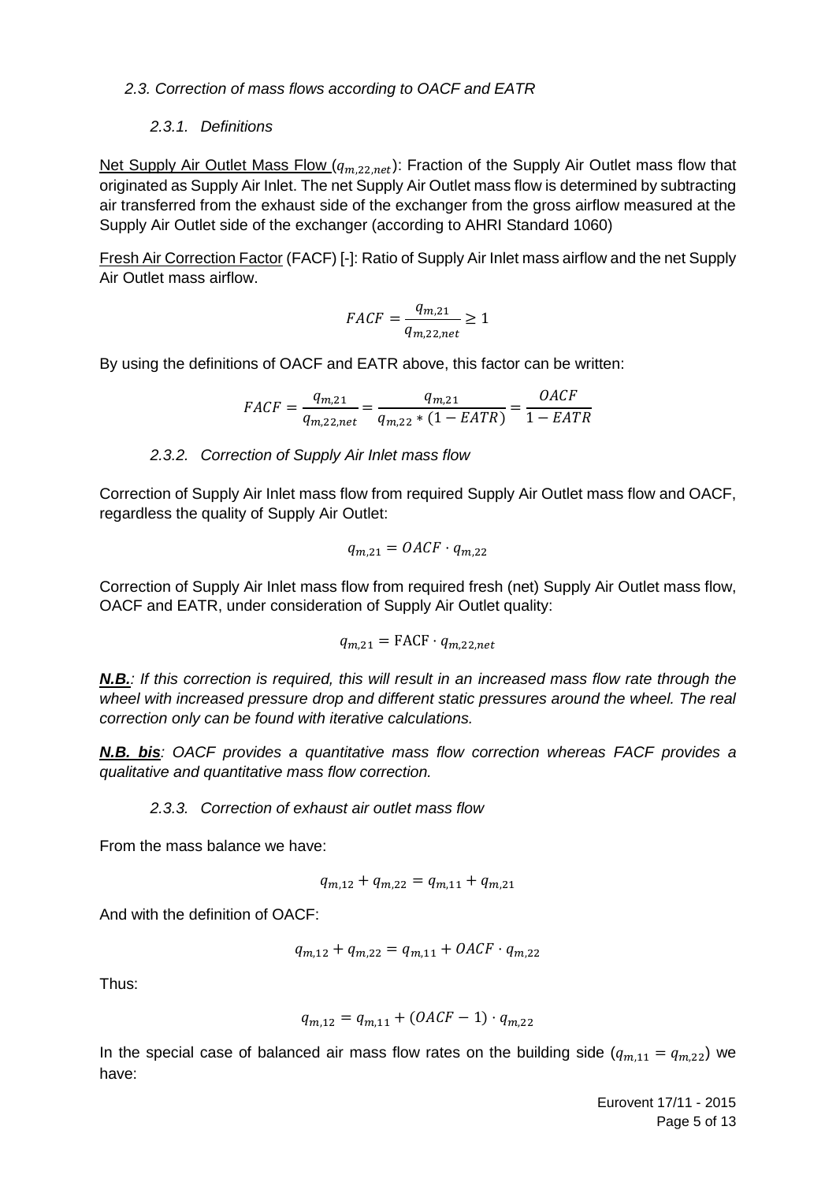### *2.3. Correction of mass flows according to OACF and EATR*

#### *2.3.1. Definitions*

Net Supply Air Outlet Mass Flow ($q_{m,22,net}$): Fraction of the Supply Air Outlet mass flow that originated as Supply Air Inlet. The net Supply Air Outlet mass flow is determined by subtracting air transferred from the exhaust side of the exchanger from the gross airflow measured at the Supply Air Outlet side of the exchanger (according to AHRI Standard 1060)

Fresh Air Correction Factor (FACF) [-]: Ratio of Supply Air Inlet mass airflow and the net Supply Air Outlet mass airflow.

$$FACF = \frac{q_{m,21}}{q_{m,22,net}} \geq 1$$

By using the definitions of OACF and EATR above, this factor can be written:

$$FACF = \frac{q_{m,21}}{q_{m,22,net}} = \frac{q_{m,21}}{q_{m,22} * (1 - EATR)} = \frac{OACF}{1 - EATR}$$

#### *2.3.2. Correction of Supply Air Inlet mass flow*

Correction of Supply Air Inlet mass flow from required Supply Air Outlet mass flow and OACF, regardless the quality of Supply Air Outlet:

$$q_{m,21} = OACF \cdot q_{m,22}$$

Correction of Supply Air Inlet mass flow from required fresh (net) Supply Air Outlet mass flow, OACF and EATR, under consideration of Supply Air Outlet quality:

$$q_{m,21} = \mathrm{FACF} \cdot q_{m,22,net}$$

***N.B.**: If this correction is required, this will result in an increased mass flow rate through the wheel with increased pressure drop and different static pressures around the wheel. The real correction only can be found with iterative calculations.*

***N.B. bis**: OACF provides a quantitative mass flow correction whereas FACF provides a qualitative and quantitative mass flow correction.*

#### *2.3.3. Correction of exhaust air outlet mass flow*

From the mass balance we have:

$$q_{m,12} + q_{m,22} = q_{m,11} + q_{m,21}$$

And with the definition of OACF:

$$q_{m,12} + q_{m,22} = q_{m,11} + OACF \cdot q_{m,22}$$

Thus:

$$q_{m,12} = q_{m,11} + (OACF - 1) \cdot q_{m,22}$$

In the special case of balanced air mass flow rates on the building side ($q_{m,11} = q_{m,22}$) we have: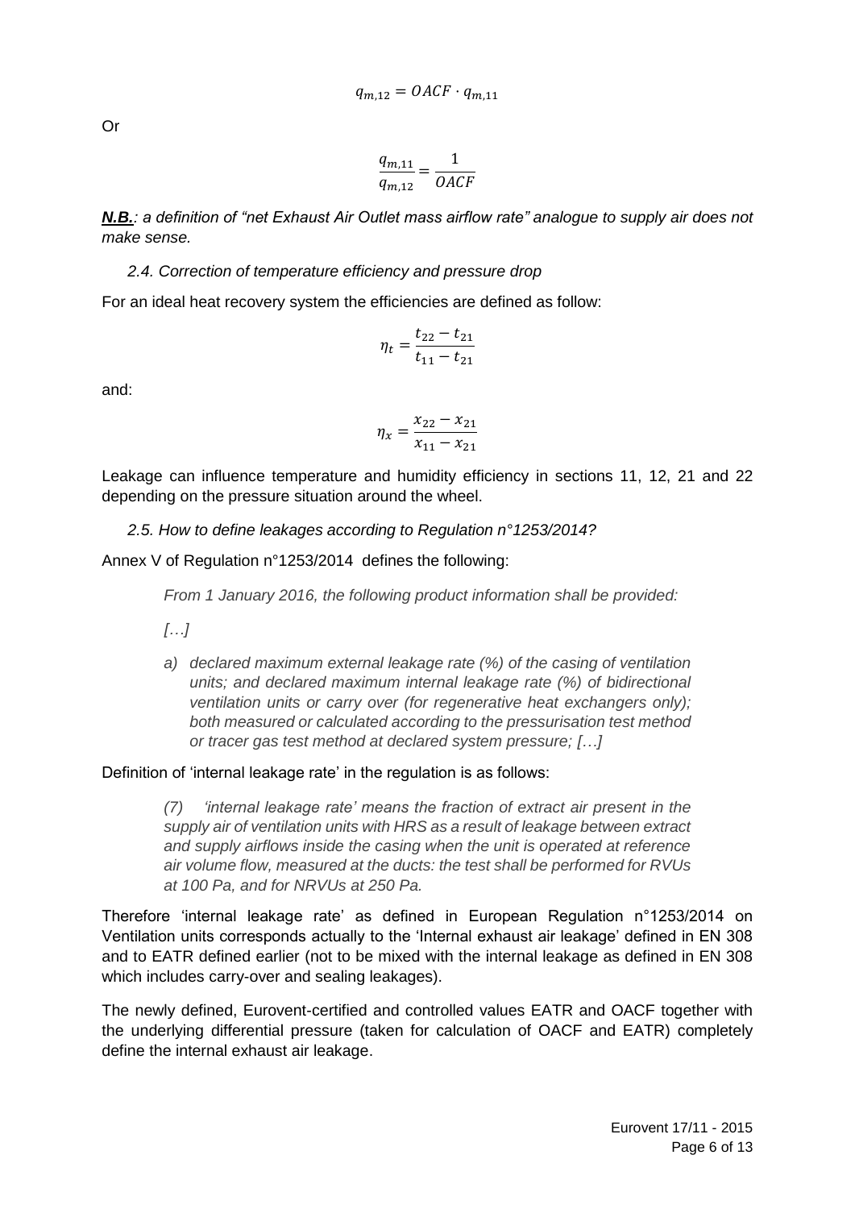$$q_{m,12} = OACF \cdot q_{m,11}$$

Or

$$\frac{q_{m,11}}{q_{m,12}} = \frac{1}{OACF}$$

***N.B.****: a definition of "net Exhaust Air Outlet mass airflow rate" analogue to supply air does not make sense.*

### *2.4. Correction of temperature efficiency and pressure drop*

For an ideal heat recovery system the efficiencies are defined as follow:

$$\eta_t = \frac{t_{22} - t_{21}}{t_{11} - t_{21}}$$

and:

$$\eta_x = \frac{x_{22} - x_{21}}{x_{11} - x_{21}}$$

Leakage can influence temperature and humidity efficiency in sections 11, 12, 21 and 22 depending on the pressure situation around the wheel.

### *2.5. How to define leakages according to Regulation n°1253/2014?*

Annex V of Regulation n°1253/2014 defines the following:

> *From 1 January 2016, the following product information shall be provided:*
>
> *[…]*
>
> *a) declared maximum external leakage rate (%) of the casing of ventilation units; and declared maximum internal leakage rate (%) of bidirectional ventilation units or carry over (for regenerative heat exchangers only); both measured or calculated according to the pressurisation test method or tracer gas test method at declared system pressure; […]*

Definition of 'internal leakage rate' in the regulation is as follows:

> *(7) 'internal leakage rate' means the fraction of extract air present in the supply air of ventilation units with HRS as a result of leakage between extract and supply airflows inside the casing when the unit is operated at reference air volume flow, measured at the ducts: the test shall be performed for RVUs at 100 Pa, and for NRVUs at 250 Pa.*

Therefore 'internal leakage rate' as defined in European Regulation n°1253/2014 on Ventilation units corresponds actually to the 'Internal exhaust air leakage' defined in EN 308 and to EATR defined earlier (not to be mixed with the internal leakage as defined in EN 308 which includes carry-over and sealing leakages).

The newly defined, Eurovent-certified and controlled values EATR and OACF together with the underlying differential pressure (taken for calculation of OACF and EATR) completely define the internal exhaust air leakage.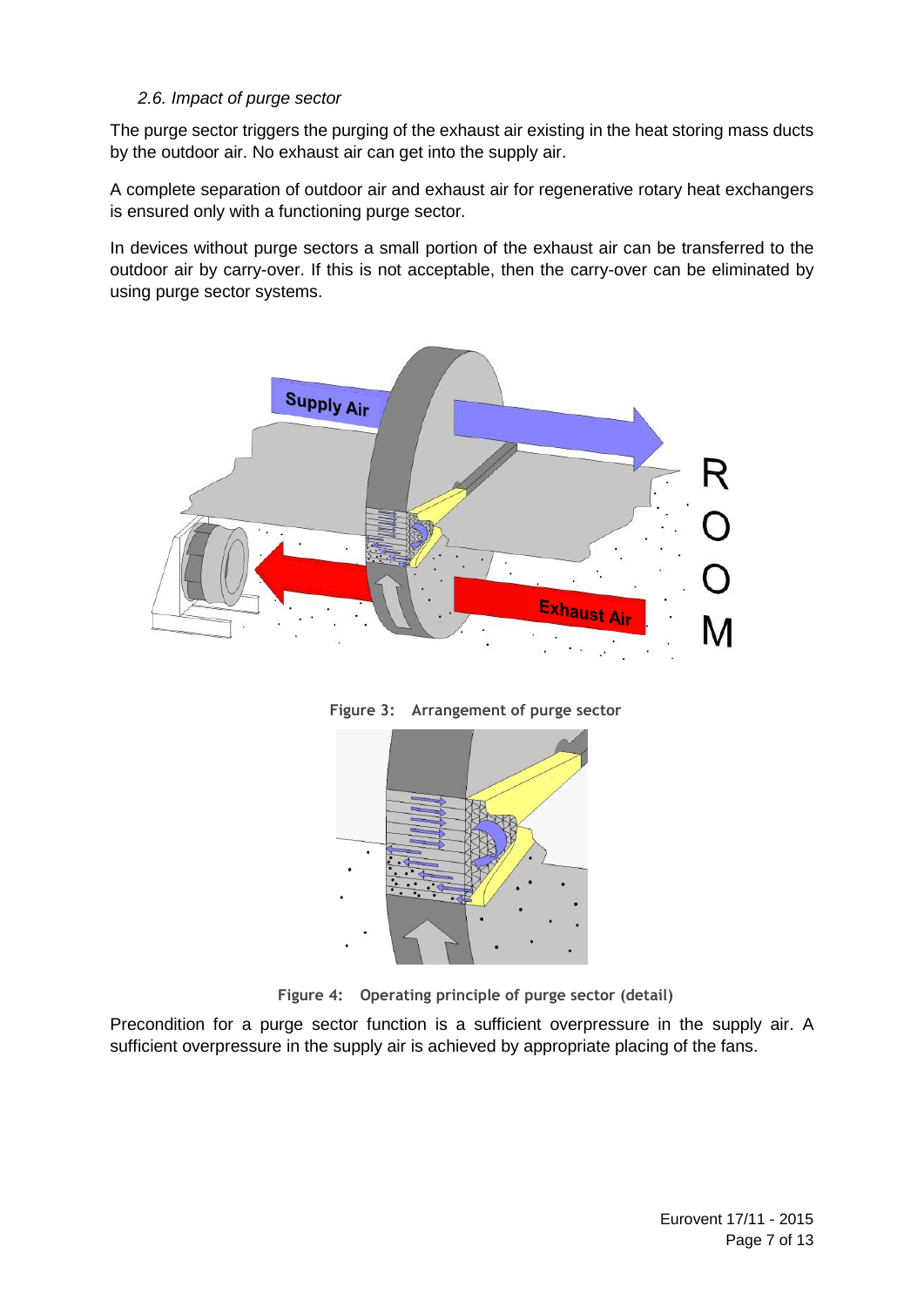### *2.6. Impact of purge sector*

The purge sector triggers the purging of the exhaust air existing in the heat storing mass ducts by the outdoor air. No exhaust air can get into the supply air.

A complete separation of outdoor air and exhaust air for regenerative rotary heat exchangers is ensured only with a functioning purge sector.

In devices without purge sectors a small portion of the exhaust air can be transferred to the outdoor air by carry-over. If this is not acceptable, then the carry-over can be eliminated by using purge sector systems.

**Figure 3: Arrangement of purge sector**

**Figure 4: Operating principle of purge sector (detail)**

Precondition for a purge sector function is a sufficient overpressure in the supply air. A sufficient overpressure in the supply air is achieved by appropriate placing of the fans.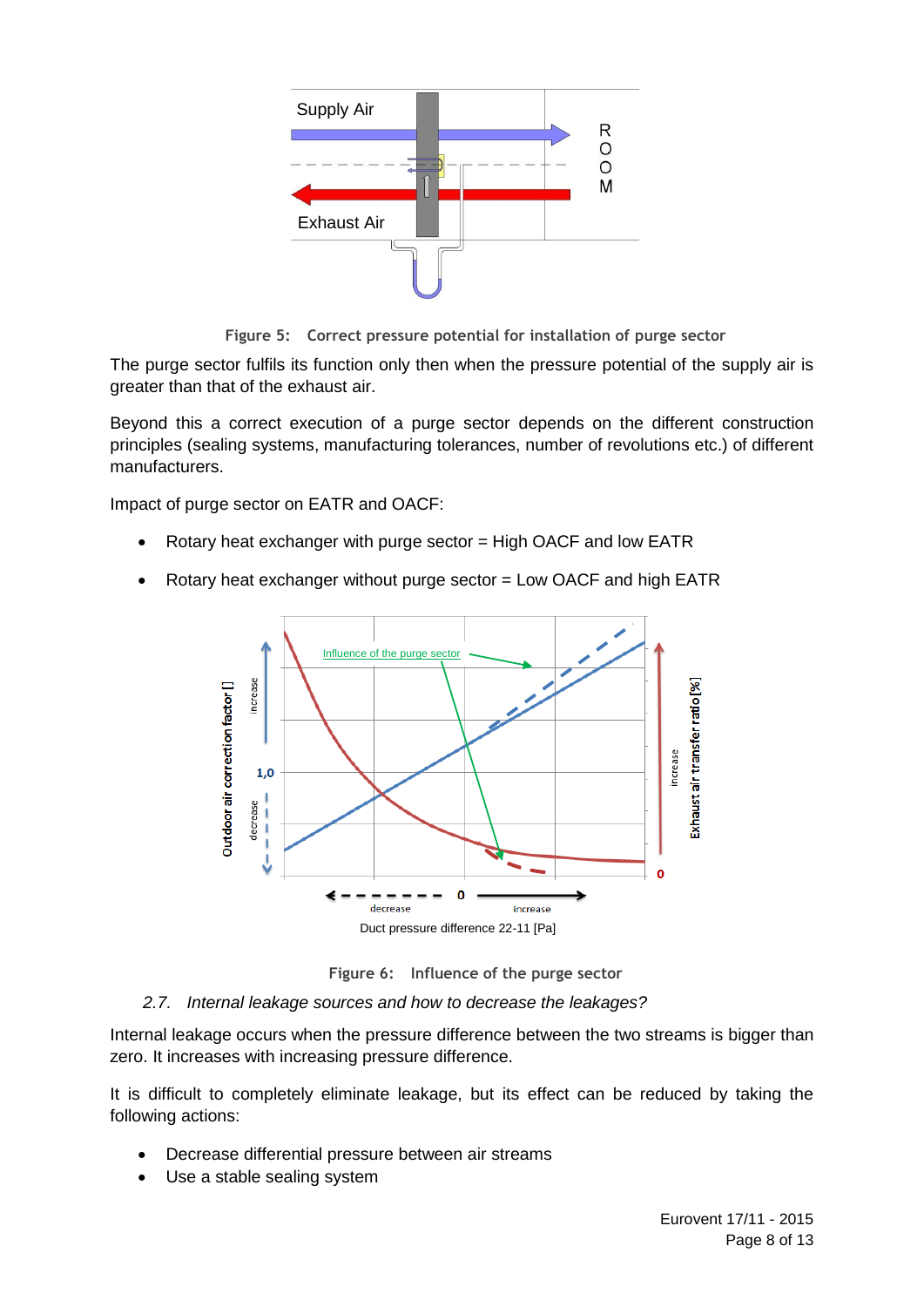Figure 5: Correct pressure potential for installation of purge sector

The purge sector fulfils its function only then when the pressure potential of the supply air is greater than that of the exhaust air.

Beyond this a correct execution of a purge sector depends on the different construction principles (sealing systems, manufacturing tolerances, number of revolutions etc.) of different manufacturers.

Impact of purge sector on EATR and OACF:

- Rotary heat exchanger with purge sector = High OACF and low EATR
- Rotary heat exchanger without purge sector = Low OACF and high EATR

Figure 6: Influence of the purge sector

### *2.7. Internal leakage sources and how to decrease the leakages?*

Internal leakage occurs when the pressure difference between the two streams is bigger than zero. It increases with increasing pressure difference.

It is difficult to completely eliminate leakage, but its effect can be reduced by taking the following actions:

- Decrease differential pressure between air streams
- Use a stable sealing system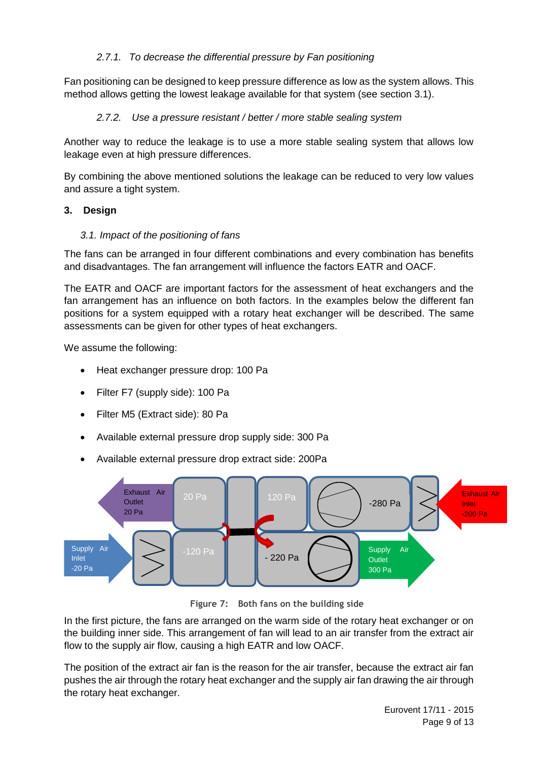#### 2.7.1. To decrease the differential pressure by Fan positioning

Fan positioning can be designed to keep pressure difference as low as the system allows. This method allows getting the lowest leakage available for that system (see section 3.1).

#### 2.7.2. Use a pressure resistant / better / more stable sealing system

Another way to reduce the leakage is to use a more stable sealing system that allows low leakage even at high pressure differences.

By combining the above mentioned solutions the leakage can be reduced to very low values and assure a tight system.

## 3. Design

### 3.1. Impact of the positioning of fans

The fans can be arranged in four different combinations and every combination has benefits and disadvantages. The fan arrangement will influence the factors EATR and OACF.

The EATR and OACF are important factors for the assessment of heat exchangers and the fan arrangement has an influence on both factors. In the examples below the different fan positions for a system equipped with a rotary heat exchanger will be described. The same assessments can be given for other types of heat exchangers.

We assume the following:

- Heat exchanger pressure drop: 100 Pa
- Filter F7 (supply side): 100 Pa
- Filter M5 (Extract side): 80 Pa
- Available external pressure drop supply side: 300 Pa
- Available external pressure drop extract side: 200Pa

Exhaust Air Outlet 20 Pa | 20 Pa | 120 Pa | -280 Pa | Exhaust Air Inlet -200 Pa

Supply Air Inlet -20 Pa | -120 Pa | - 220 Pa | Supply Air Outlet 300 Pa

Figure 7: Both fans on the building side

In the first picture, the fans are arranged on the warm side of the rotary heat exchanger or on the building inner side. This arrangement of fan will lead to an air transfer from the extract air flow to the supply air flow, causing a high EATR and low OACF.

The position of the extract air fan is the reason for the air transfer, because the extract air fan pushes the air through the rotary heat exchanger and the supply air fan drawing the air through the rotary heat exchanger.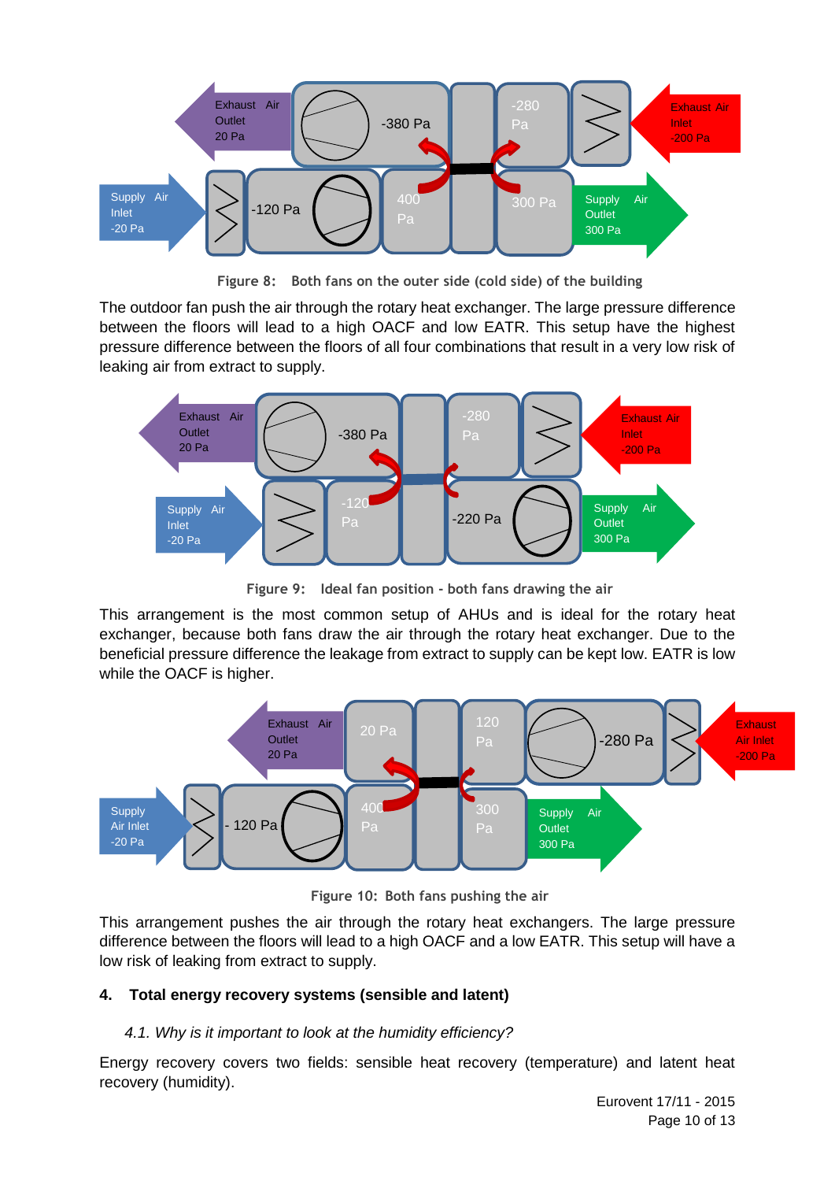Figure 8: Both fans on the outer side (cold side) of the building

The outdoor fan push the air through the rotary heat exchanger. The large pressure difference between the floors will lead to a high OACF and low EATR. This setup have the highest pressure difference between the floors of all four combinations that result in a very low risk of leaking air from extract to supply.

Figure 9: Ideal fan position - both fans drawing the air

This arrangement is the most common setup of AHUs and is ideal for the rotary heat exchanger, because both fans draw the air through the rotary heat exchanger. Due to the beneficial pressure difference the leakage from extract to supply can be kept low. EATR is low while the OACF is higher.

Figure 10: Both fans pushing the air

This arrangement pushes the air through the rotary heat exchangers. The large pressure difference between the floors will lead to a high OACF and a low EATR. This setup will have a low risk of leaking from extract to supply.

## 4. Total energy recovery systems (sensible and latent)

### *4.1. Why is it important to look at the humidity efficiency?*

Energy recovery covers two fields: sensible heat recovery (temperature) and latent heat recovery (humidity).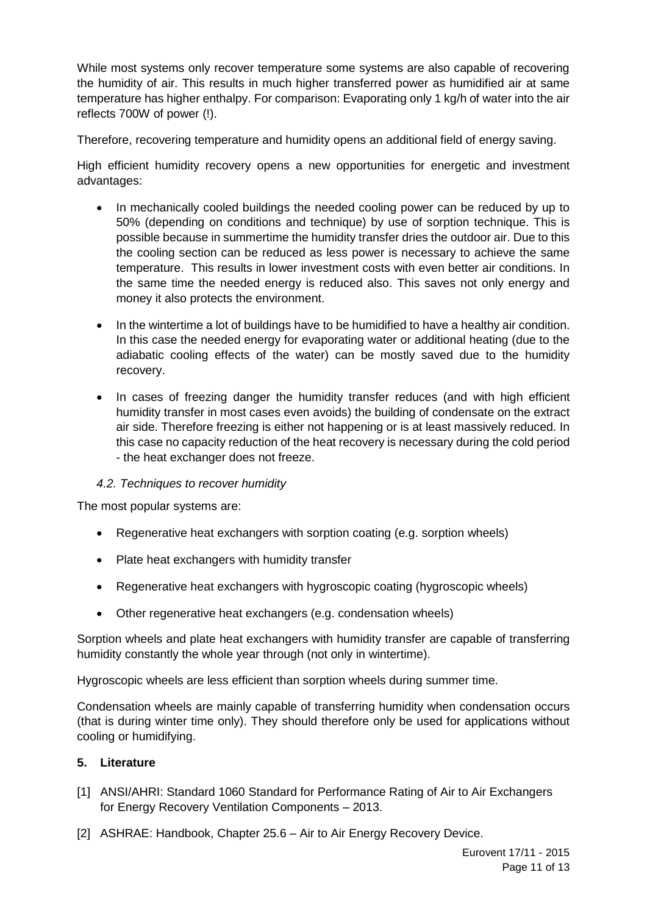While most systems only recover temperature some systems are also capable of recovering the humidity of air. This results in much higher transferred power as humidified air at same temperature has higher enthalpy. For comparison: Evaporating only 1 kg/h of water into the air reflects 700W of power (!).

Therefore, recovering temperature and humidity opens an additional field of energy saving.

High efficient humidity recovery opens a new opportunities for energetic and investment advantages:

- In mechanically cooled buildings the needed cooling power can be reduced by up to 50% (depending on conditions and technique) by use of sorption technique. This is possible because in summertime the humidity transfer dries the outdoor air. Due to this the cooling section can be reduced as less power is necessary to achieve the same temperature. This results in lower investment costs with even better air conditions. In the same time the needed energy is reduced also. This saves not only energy and money it also protects the environment.
- In the wintertime a lot of buildings have to be humidified to have a healthy air condition. In this case the needed energy for evaporating water or additional heating (due to the adiabatic cooling effects of the water) can be mostly saved due to the humidity recovery.
- In cases of freezing danger the humidity transfer reduces (and with high efficient humidity transfer in most cases even avoids) the building of condensate on the extract air side. Therefore freezing is either not happening or is at least massively reduced. In this case no capacity reduction of the heat recovery is necessary during the cold period - the heat exchanger does not freeze.

### *4.2. Techniques to recover humidity*

The most popular systems are:

- Regenerative heat exchangers with sorption coating (e.g. sorption wheels)
- Plate heat exchangers with humidity transfer
- Regenerative heat exchangers with hygroscopic coating (hygroscopic wheels)
- Other regenerative heat exchangers (e.g. condensation wheels)

Sorption wheels and plate heat exchangers with humidity transfer are capable of transferring humidity constantly the whole year through (not only in wintertime).

Hygroscopic wheels are less efficient than sorption wheels during summer time.

Condensation wheels are mainly capable of transferring humidity when condensation occurs (that is during winter time only). They should therefore only be used for applications without cooling or humidifying.

## **5. Literature**

[1] ANSI/AHRI: Standard 1060 Standard for Performance Rating of Air to Air Exchangers for Energy Recovery Ventilation Components – 2013.

[2] ASHRAE: Handbook, Chapter 25.6 – Air to Air Energy Recovery Device.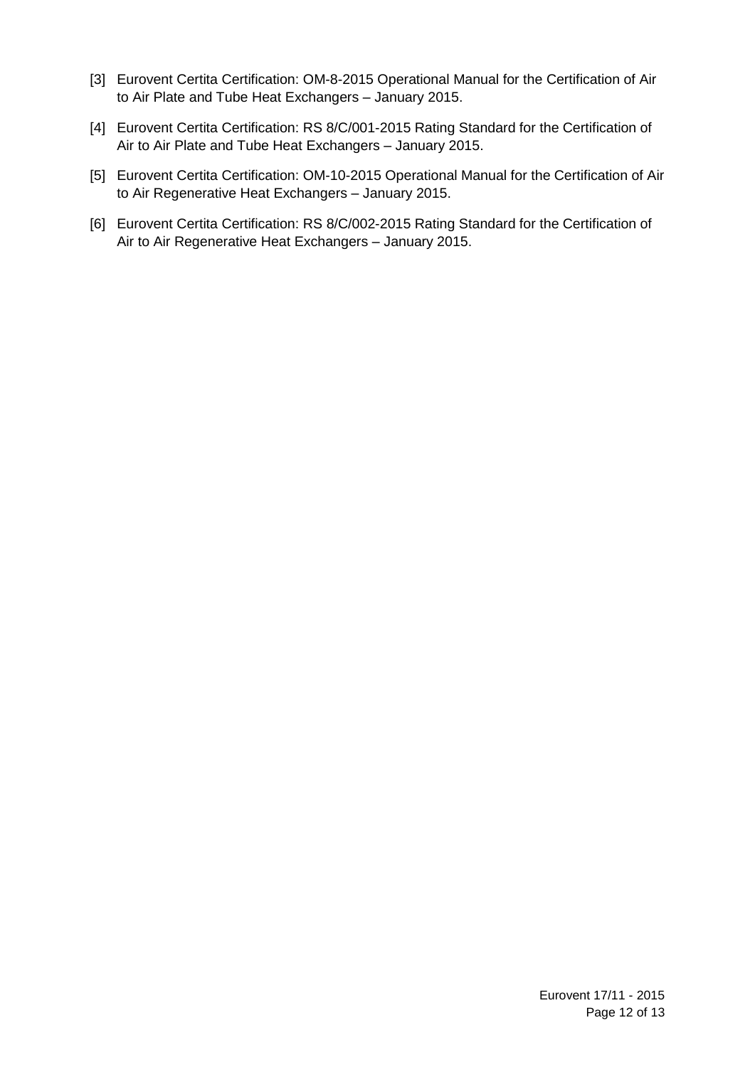[3] Eurovent Certita Certification: OM-8-2015 Operational Manual for the Certification of Air to Air Plate and Tube Heat Exchangers – January 2015.

[4] Eurovent Certita Certification: RS 8/C/001-2015 Rating Standard for the Certification of Air to Air Plate and Tube Heat Exchangers – January 2015.

[5] Eurovent Certita Certification: OM-10-2015 Operational Manual for the Certification of Air to Air Regenerative Heat Exchangers – January 2015.

[6] Eurovent Certita Certification: RS 8/C/002-2015 Rating Standard for the Certification of Air to Air Regenerative Heat Exchangers – January 2015.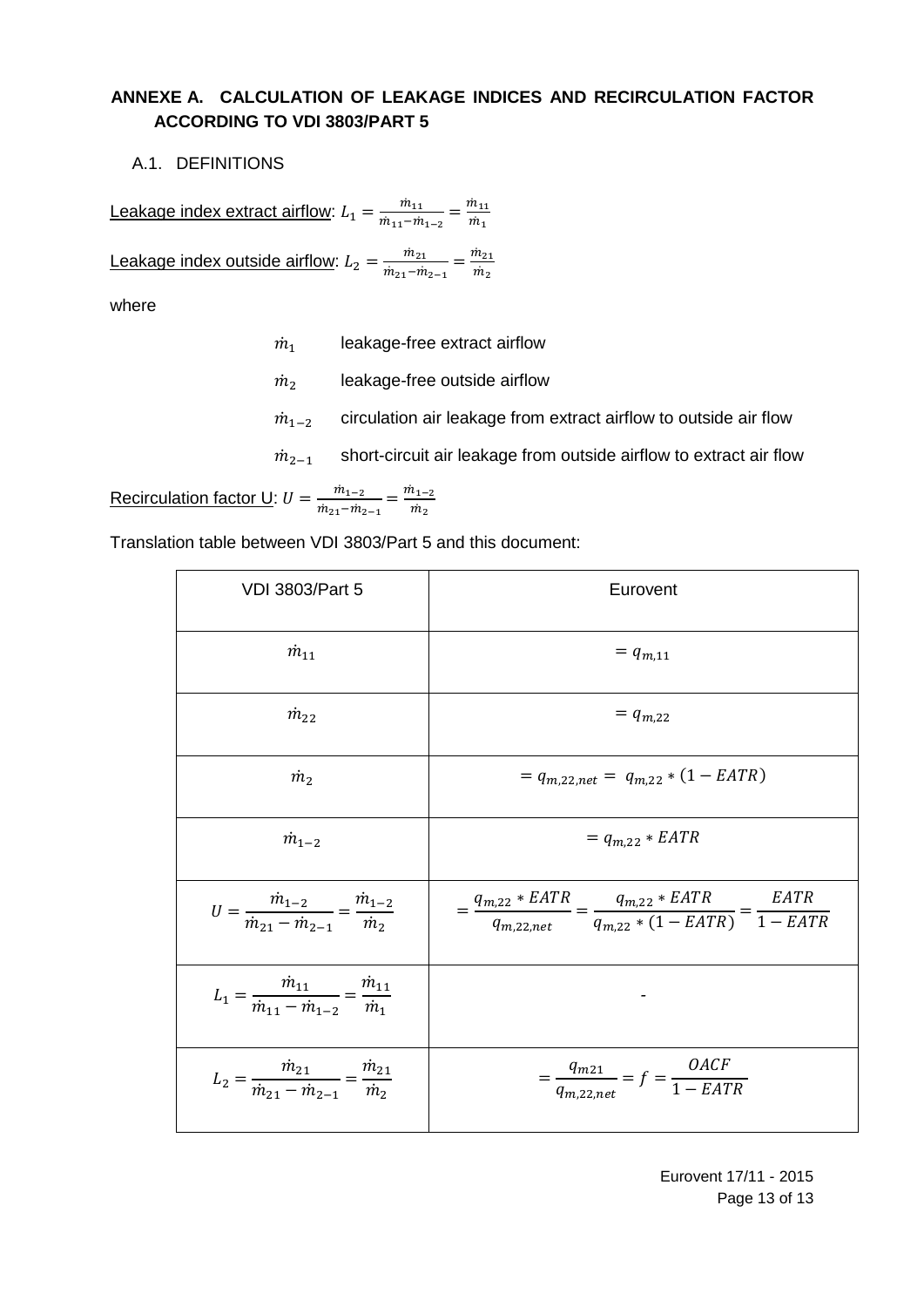## ANNEXE A. CALCULATION OF LEAKAGE INDICES AND RECIRCULATION FACTOR ACCORDING TO VDI 3803/PART 5

### A.1. DEFINITIONS

Leakage index extract airflow: $L_1 = \frac{\dot{m}_{11}}{\dot{m}_{11} - \dot{m}_{1-2}} = \frac{\dot{m}_{11}}{\dot{m}_1}$

Leakage index outside airflow: $L_2 = \frac{\dot{m}_{21}}{\dot{m}_{21} - \dot{m}_{2-1}} = \frac{\dot{m}_{21}}{\dot{m}_2}$

where

- $\dot{m}_1$ leakage-free extract airflow
- $\dot{m}_2$ leakage-free outside airflow
- $\dot{m}_{1-2}$ circulation air leakage from extract airflow to outside air flow
- $\dot{m}_{2-1}$ short-circuit air leakage from outside airflow to extract air flow

Recirculation factor U: $U = \frac{\dot{m}_{1-2}}{\dot{m}_{21} - \dot{m}_{2-1}} = \frac{\dot{m}_{1-2}}{\dot{m}_2}$

Translation table between VDI 3803/Part 5 and this document:

| VDI 3803/Part 5 | Eurovent |
|---|---|
| $\dot{m}_{11}$ | $= q_{m,11}$ |
| $\dot{m}_{22}$ | $= q_{m,22}$ |
| $\dot{m}_2$ | $= q_{m,22,net} = q_{m,22} * (1 - EATR)$ |
| $\dot{m}_{1-2}$ | $= q_{m,22} * EATR$ |
| $U = \frac{\dot{m}_{1-2}}{\dot{m}_{21} - \dot{m}_{2-1}} = \frac{\dot{m}_{1-2}}{\dot{m}_2}$ | $= \frac{q_{m,22} * EATR}{q_{m,22,net}} = \frac{q_{m,22} * EATR}{q_{m,22} * (1 - EATR)} = \frac{EATR}{1 - EATR}$ |
| $L_1 = \frac{\dot{m}_{11}}{\dot{m}_{11} - \dot{m}_{1-2}} = \frac{\dot{m}_{11}}{\dot{m}_1}$ | - |
| $L_2 = \frac{\dot{m}_{21}}{\dot{m}_{21} - \dot{m}_{2-1}} = \frac{\dot{m}_{21}}{\dot{m}_2}$ | $= \frac{q_{m21}}{q_{m,22,net}} = f = \frac{OACF}{1 - EATR}$ |